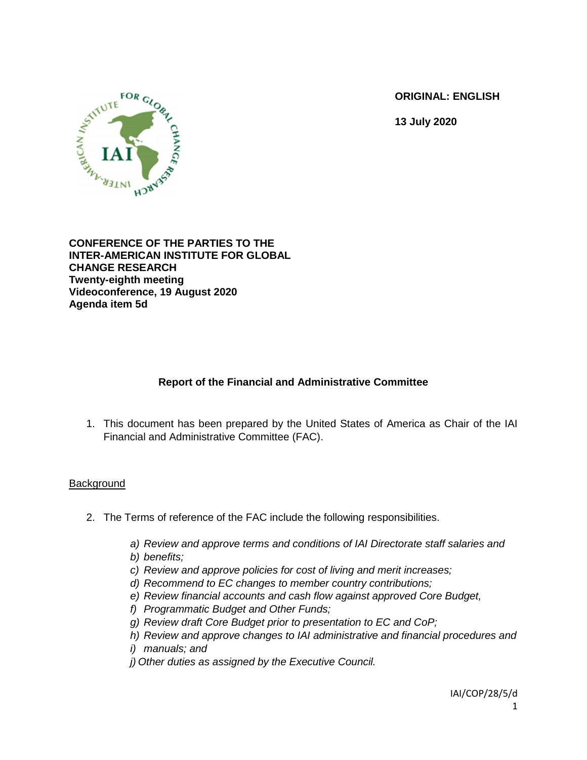**ORIGINAL: ENGLISH**

**13 July 2020**

**CONFERENCE OF THE PARTIES TO THE INTER-AMERICAN INSTITUTE FOR GLOBAL CHANGE RESEARCH**
**Twenty-eighth meeting**
**Videoconference, 19 August 2020**
**Agenda item 5d**

## Report of the Financial and Administrative Committee

1. This document has been prepared by the United States of America as Chair of the IAI Financial and Administrative Committee (FAC).

### Background

2. The Terms of reference of the FAC include the following responsibilities.

   a) *Review and approve terms and conditions of IAI Directorate staff salaries and*
   b) *benefits;*
   c) *Review and approve policies for cost of living and merit increases;*
   d) *Recommend to EC changes to member country contributions;*
   e) *Review financial accounts and cash flow against approved Core Budget,*
   f) *Programmatic Budget and Other Funds;*
   g) *Review draft Core Budget prior to presentation to EC and CoP;*
   h) *Review and approve changes to IAI administrative and financial procedures and*
   i) *manuals; and*
   j) *Other duties as assigned by the Executive Council.*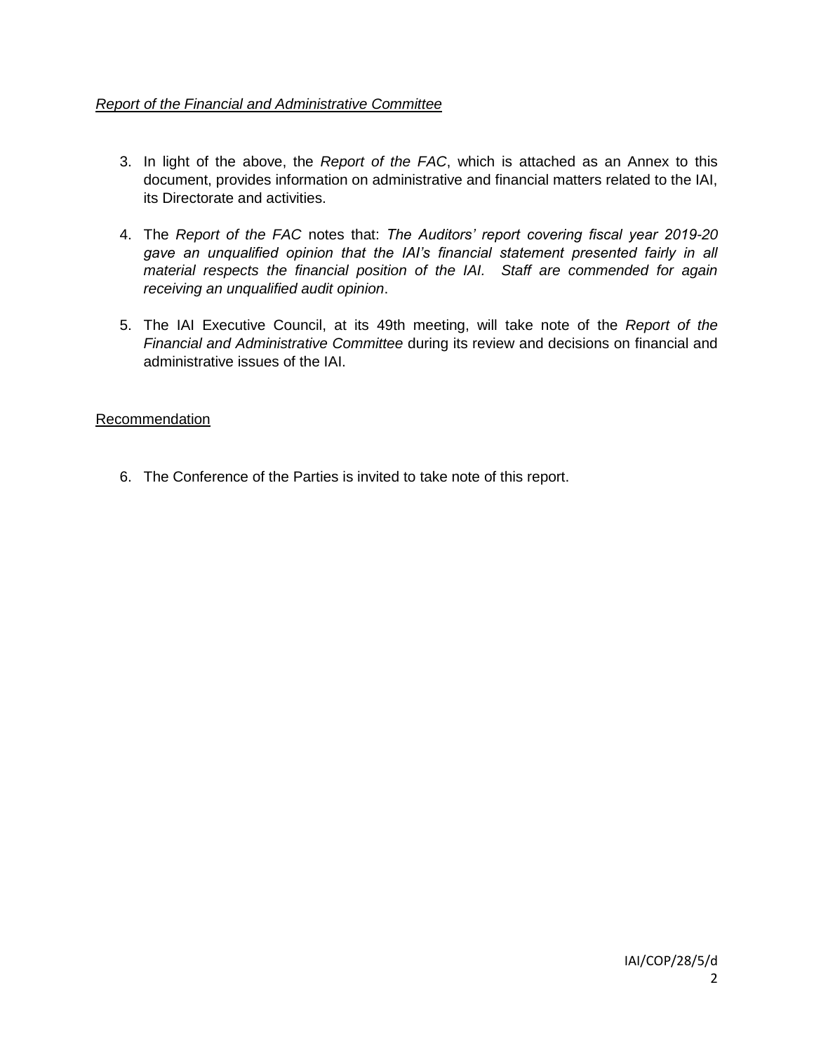*Report of the Financial and Administrative Committee*

3. In light of the above, the *Report of the FAC*, which is attached as an Annex to this document, provides information on administrative and financial matters related to the IAI, its Directorate and activities.

4. The *Report of the FAC* notes that: *The Auditors' report covering fiscal year 2019-20 gave an unqualified opinion that the IAI's financial statement presented fairly in all material respects the financial position of the IAI. Staff are commended for again receiving an unqualified audit opinion*.

5. The IAI Executive Council, at its 49th meeting, will take note of the *Report of the Financial and Administrative Committee* during its review and decisions on financial and administrative issues of the IAI.

Recommendation

6. The Conference of the Parties is invited to take note of this report.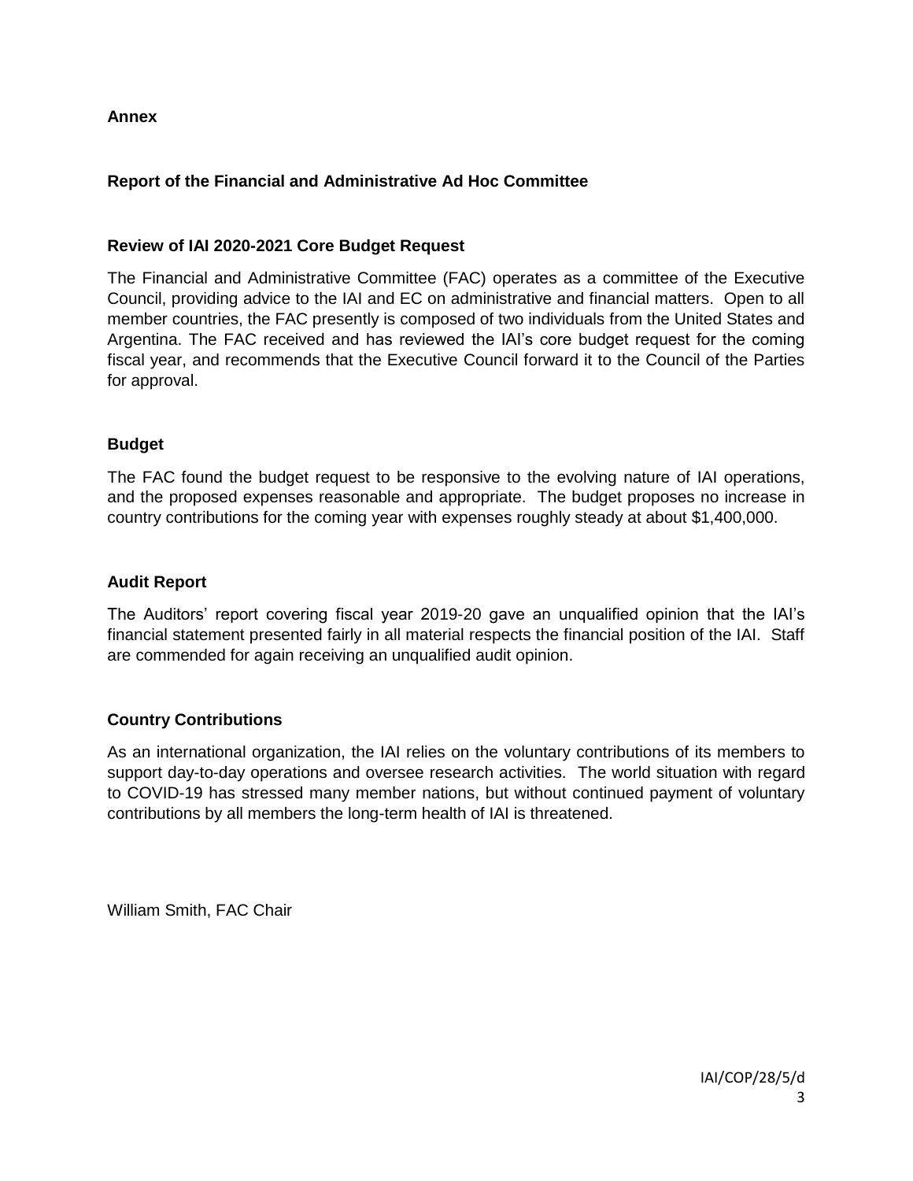**Annex**

## Report of the Financial and Administrative Ad Hoc Committee

### Review of IAI 2020-2021 Core Budget Request

The Financial and Administrative Committee (FAC) operates as a committee of the Executive Council, providing advice to the IAI and EC on administrative and financial matters. Open to all member countries, the FAC presently is composed of two individuals from the United States and Argentina. The FAC received and has reviewed the IAI's core budget request for the coming fiscal year, and recommends that the Executive Council forward it to the Council of the Parties for approval.

### Budget

The FAC found the budget request to be responsive to the evolving nature of IAI operations, and the proposed expenses reasonable and appropriate. The budget proposes no increase in country contributions for the coming year with expenses roughly steady at about $1,400,000.

### Audit Report

The Auditors' report covering fiscal year 2019-20 gave an unqualified opinion that the IAI's financial statement presented fairly in all material respects the financial position of the IAI. Staff are commended for again receiving an unqualified audit opinion.

### Country Contributions

As an international organization, the IAI relies on the voluntary contributions of its members to support day-to-day operations and oversee research activities. The world situation with regard to COVID-19 has stressed many member nations, but without continued payment of voluntary contributions by all members the long-term health of IAI is threatened.

William Smith, FAC Chair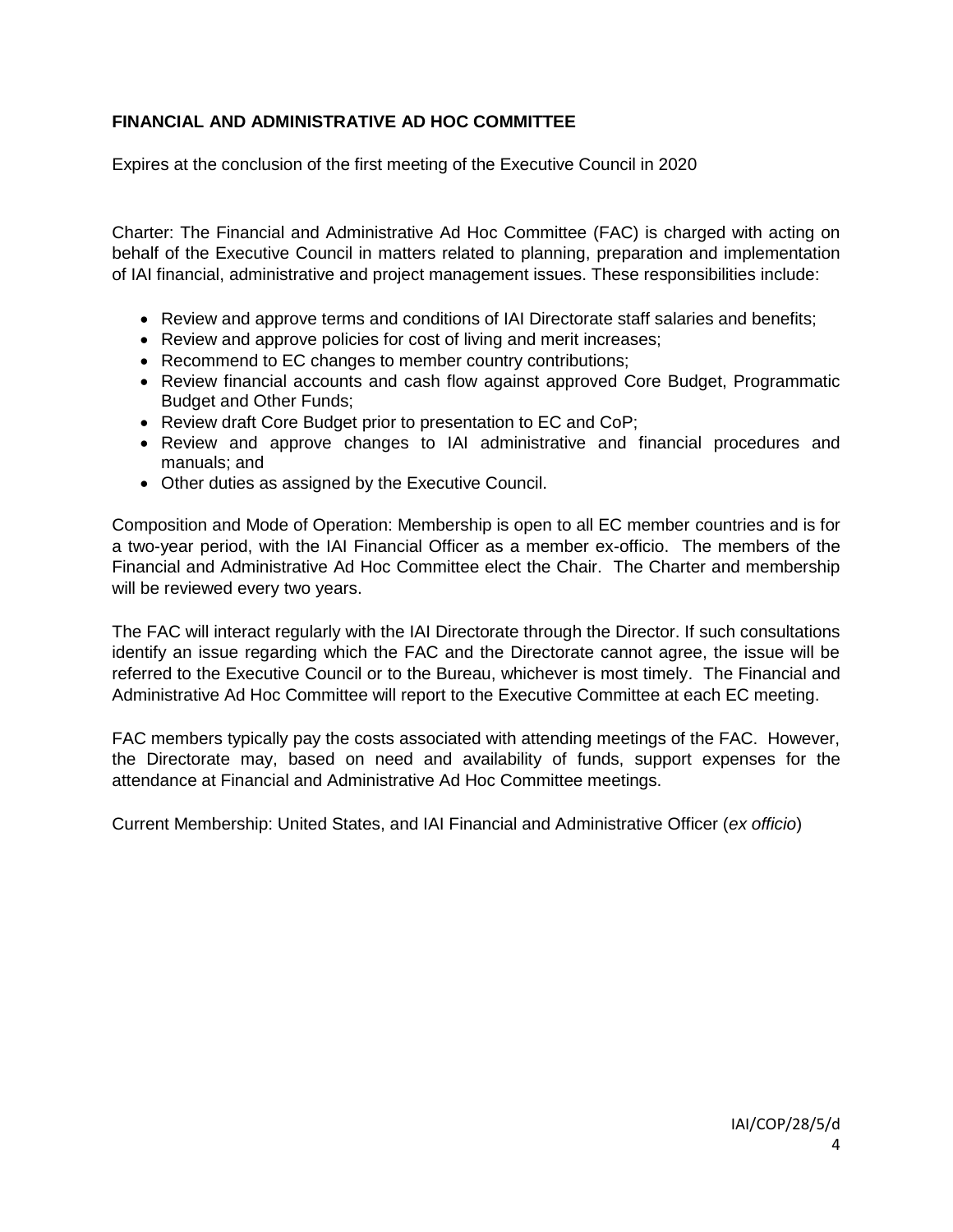**FINANCIAL AND ADMINISTRATIVE AD HOC COMMITTEE**

Expires at the conclusion of the first meeting of the Executive Council in 2020

Charter: The Financial and Administrative Ad Hoc Committee (FAC) is charged with acting on behalf of the Executive Council in matters related to planning, preparation and implementation of IAI financial, administrative and project management issues. These responsibilities include:

- Review and approve terms and conditions of IAI Directorate staff salaries and benefits;
- Review and approve policies for cost of living and merit increases;
- Recommend to EC changes to member country contributions;
- Review financial accounts and cash flow against approved Core Budget, Programmatic Budget and Other Funds;
- Review draft Core Budget prior to presentation to EC and CoP;
- Review and approve changes to IAI administrative and financial procedures and manuals; and
- Other duties as assigned by the Executive Council.

Composition and Mode of Operation: Membership is open to all EC member countries and is for a two-year period, with the IAI Financial Officer as a member ex-officio. The members of the Financial and Administrative Ad Hoc Committee elect the Chair. The Charter and membership will be reviewed every two years.

The FAC will interact regularly with the IAI Directorate through the Director. If such consultations identify an issue regarding which the FAC and the Directorate cannot agree, the issue will be referred to the Executive Council or to the Bureau, whichever is most timely. The Financial and Administrative Ad Hoc Committee will report to the Executive Committee at each EC meeting.

FAC members typically pay the costs associated with attending meetings of the FAC. However, the Directorate may, based on need and availability of funds, support expenses for the attendance at Financial and Administrative Ad Hoc Committee meetings.

Current Membership: United States, and IAI Financial and Administrative Officer (*ex officio*)